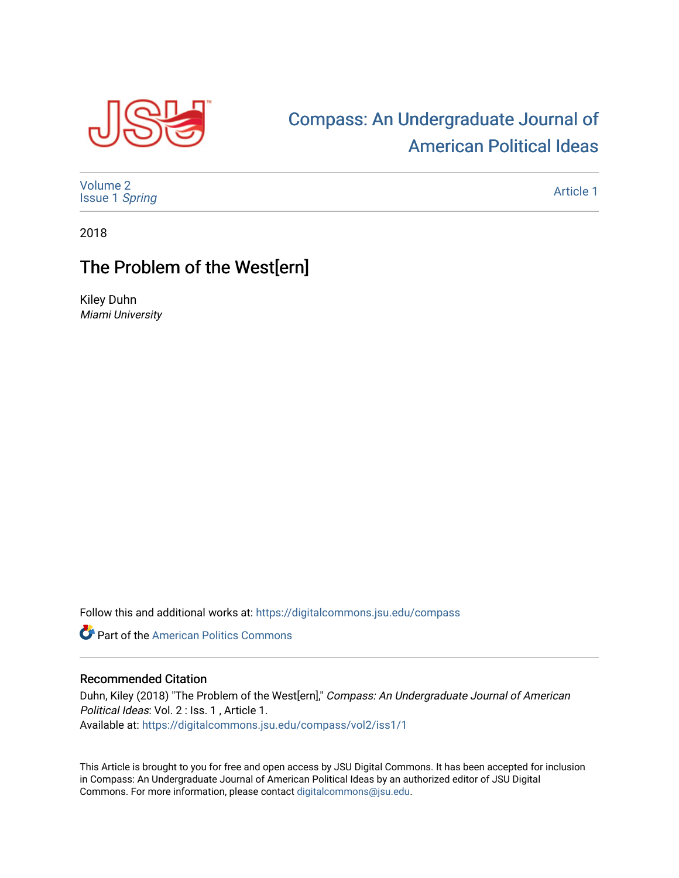Compass: An Undergraduate Journal of American Political Ideas

Volume 2
Issue 1 *Spring*

Article 1

2018

# The Problem of the West[ern]

Kiley Duhn
*Miami University*

Follow this and additional works at: https://digitalcommons.jsu.edu/compass

Part of the American Politics Commons

## Recommended Citation

Duhn, Kiley (2018) "The Problem of the West[ern]," *Compass: An Undergraduate Journal of American Political Ideas*: Vol. 2 : Iss. 1 , Article 1.
Available at: https://digitalcommons.jsu.edu/compass/vol2/iss1/1

This Article is brought to you for free and open access by JSU Digital Commons. It has been accepted for inclusion in Compass: An Undergraduate Journal of American Political Ideas by an authorized editor of JSU Digital Commons. For more information, please contact digitalcommons@jsu.edu.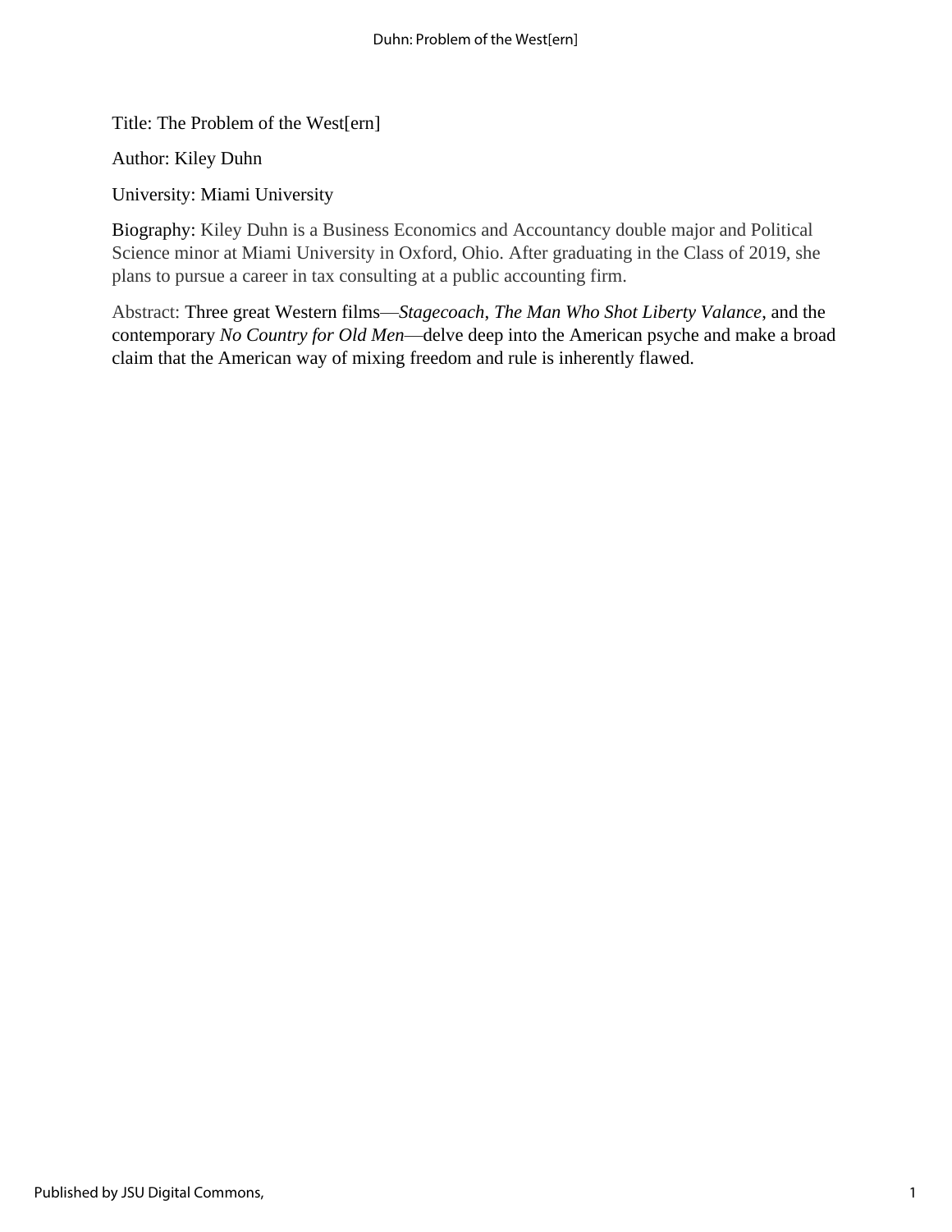Title: The Problem of the West[ern]

Author: Kiley Duhn

University: Miami University

Biography: Kiley Duhn is a Business Economics and Accountancy double major and Political Science minor at Miami University in Oxford, Ohio. After graduating in the Class of 2019, she plans to pursue a career in tax consulting at a public accounting firm.

Abstract: Three great Western films—*Stagecoach*, *The Man Who Shot Liberty Valance*, and the contemporary *No Country for Old Men*—delve deep into the American psyche and make a broad claim that the American way of mixing freedom and rule is inherently flawed.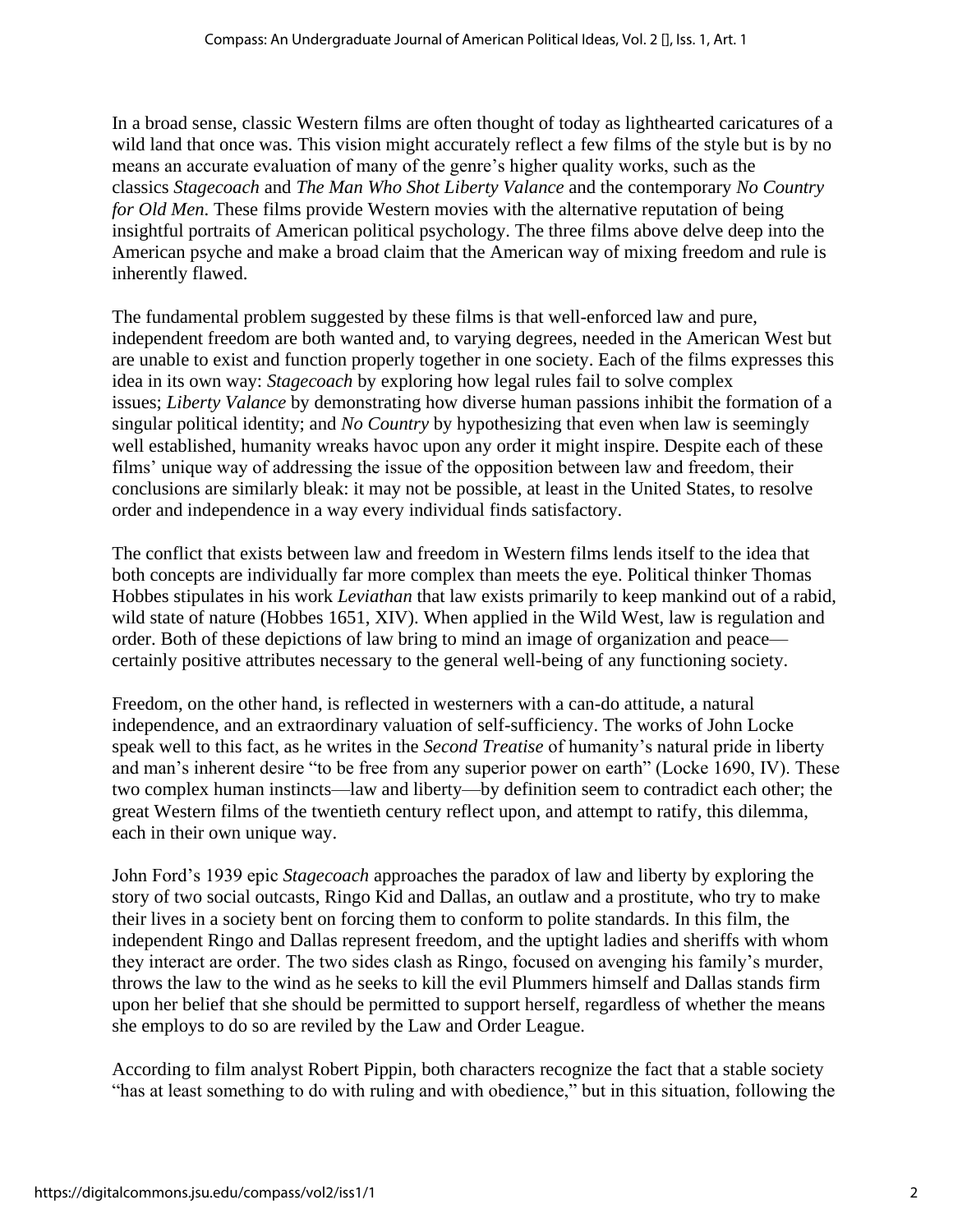In a broad sense, classic Western films are often thought of today as lighthearted caricatures of a wild land that once was. This vision might accurately reflect a few films of the style but is by no means an accurate evaluation of many of the genre's higher quality works, such as the classics *Stagecoach* and *The Man Who Shot Liberty Valance* and the contemporary *No Country for Old Men*. These films provide Western movies with the alternative reputation of being insightful portraits of American political psychology. The three films above delve deep into the American psyche and make a broad claim that the American way of mixing freedom and rule is inherently flawed.

The fundamental problem suggested by these films is that well-enforced law and pure, independent freedom are both wanted and, to varying degrees, needed in the American West but are unable to exist and function properly together in one society. Each of the films expresses this idea in its own way: *Stagecoach* by exploring how legal rules fail to solve complex issues; *Liberty Valance* by demonstrating how diverse human passions inhibit the formation of a singular political identity; and *No Country* by hypothesizing that even when law is seemingly well established, humanity wreaks havoc upon any order it might inspire. Despite each of these films' unique way of addressing the issue of the opposition between law and freedom, their conclusions are similarly bleak: it may not be possible, at least in the United States, to resolve order and independence in a way every individual finds satisfactory.

The conflict that exists between law and freedom in Western films lends itself to the idea that both concepts are individually far more complex than meets the eye. Political thinker Thomas Hobbes stipulates in his work *Leviathan* that law exists primarily to keep mankind out of a rabid, wild state of nature (Hobbes 1651, XIV). When applied in the Wild West, law is regulation and order. Both of these depictions of law bring to mind an image of organization and peace—certainly positive attributes necessary to the general well-being of any functioning society.

Freedom, on the other hand, is reflected in westerners with a can-do attitude, a natural independence, and an extraordinary valuation of self-sufficiency. The works of John Locke speak well to this fact, as he writes in the *Second Treatise* of humanity's natural pride in liberty and man's inherent desire "to be free from any superior power on earth" (Locke 1690, IV). These two complex human instincts—law and liberty—by definition seem to contradict each other; the great Western films of the twentieth century reflect upon, and attempt to ratify, this dilemma, each in their own unique way.

John Ford's 1939 epic *Stagecoach* approaches the paradox of law and liberty by exploring the story of two social outcasts, Ringo Kid and Dallas, an outlaw and a prostitute, who try to make their lives in a society bent on forcing them to conform to polite standards. In this film, the independent Ringo and Dallas represent freedom, and the uptight ladies and sheriffs with whom they interact are order. The two sides clash as Ringo, focused on avenging his family's murder, throws the law to the wind as he seeks to kill the evil Plummers himself and Dallas stands firm upon her belief that she should be permitted to support herself, regardless of whether the means she employs to do so are reviled by the Law and Order League.

According to film analyst Robert Pippin, both characters recognize the fact that a stable society "has at least something to do with ruling and with obedience," but in this situation, following the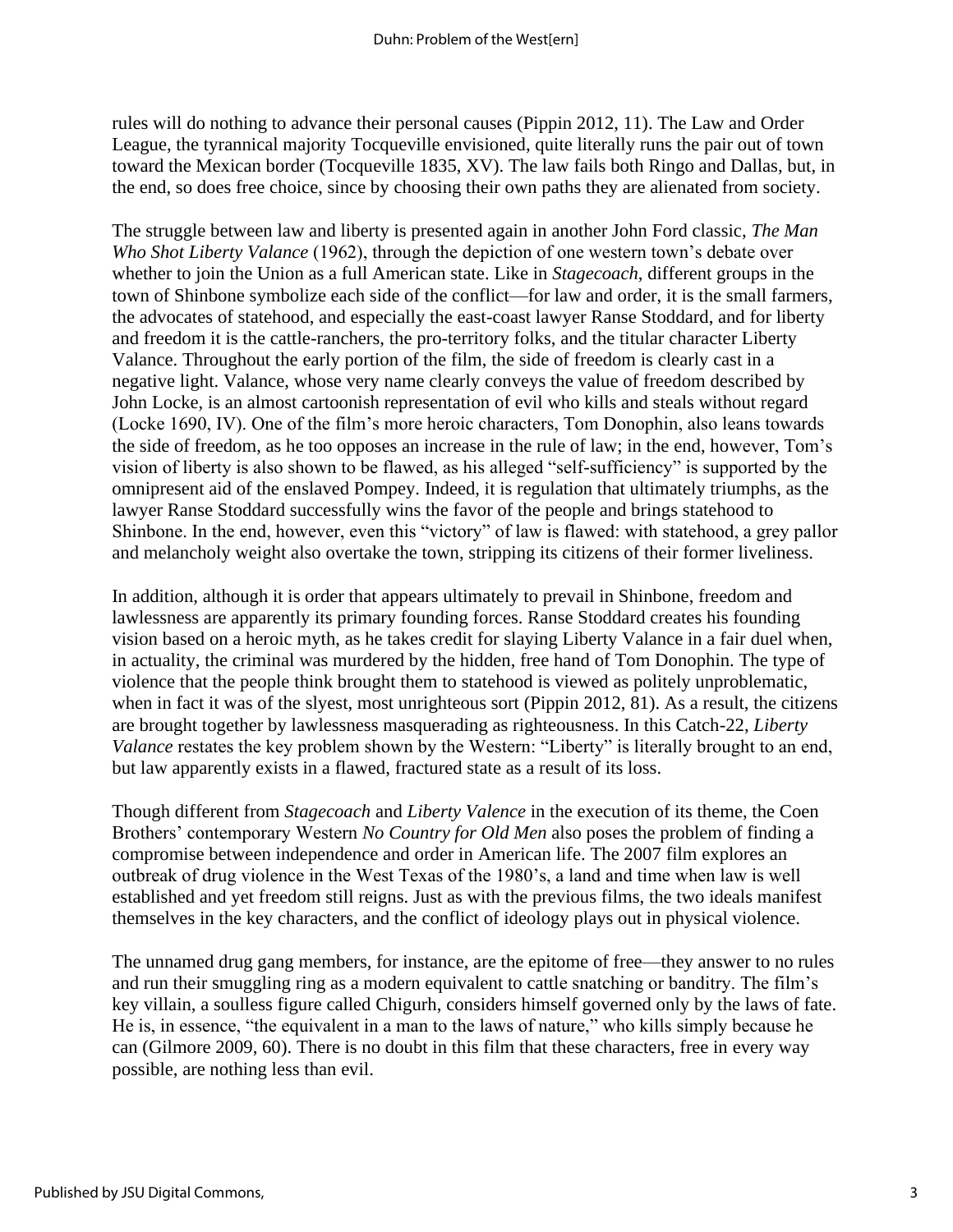rules will do nothing to advance their personal causes (Pippin 2012, 11). The Law and Order League, the tyrannical majority Tocqueville envisioned, quite literally runs the pair out of town toward the Mexican border (Tocqueville 1835, XV). The law fails both Ringo and Dallas, but, in the end, so does free choice, since by choosing their own paths they are alienated from society.

The struggle between law and liberty is presented again in another John Ford classic, *The Man Who Shot Liberty Valance* (1962), through the depiction of one western town's debate over whether to join the Union as a full American state. Like in *Stagecoach*, different groups in the town of Shinbone symbolize each side of the conflict—for law and order, it is the small farmers, the advocates of statehood, and especially the east-coast lawyer Ranse Stoddard, and for liberty and freedom it is the cattle-ranchers, the pro-territory folks, and the titular character Liberty Valance. Throughout the early portion of the film, the side of freedom is clearly cast in a negative light. Valance, whose very name clearly conveys the value of freedom described by John Locke, is an almost cartoonish representation of evil who kills and steals without regard (Locke 1690, IV). One of the film's more heroic characters, Tom Donophin, also leans towards the side of freedom, as he too opposes an increase in the rule of law; in the end, however, Tom's vision of liberty is also shown to be flawed, as his alleged "self-sufficiency" is supported by the omnipresent aid of the enslaved Pompey. Indeed, it is regulation that ultimately triumphs, as the lawyer Ranse Stoddard successfully wins the favor of the people and brings statehood to Shinbone. In the end, however, even this "victory" of law is flawed: with statehood, a grey pallor and melancholy weight also overtake the town, stripping its citizens of their former liveliness.

In addition, although it is order that appears ultimately to prevail in Shinbone, freedom and lawlessness are apparently its primary founding forces. Ranse Stoddard creates his founding vision based on a heroic myth, as he takes credit for slaying Liberty Valance in a fair duel when, in actuality, the criminal was murdered by the hidden, free hand of Tom Donophin. The type of violence that the people think brought them to statehood is viewed as politely unproblematic, when in fact it was of the slyest, most unrighteous sort (Pippin 2012, 81). As a result, the citizens are brought together by lawlessness masquerading as righteousness. In this Catch-22, *Liberty Valance* restates the key problem shown by the Western: "Liberty" is literally brought to an end, but law apparently exists in a flawed, fractured state as a result of its loss.

Though different from *Stagecoach* and *Liberty Valence* in the execution of its theme, the Coen Brothers' contemporary Western *No Country for Old Men* also poses the problem of finding a compromise between independence and order in American life. The 2007 film explores an outbreak of drug violence in the West Texas of the 1980's, a land and time when law is well established and yet freedom still reigns. Just as with the previous films, the two ideals manifest themselves in the key characters, and the conflict of ideology plays out in physical violence.

The unnamed drug gang members, for instance, are the epitome of free—they answer to no rules and run their smuggling ring as a modern equivalent to cattle snatching or banditry. The film's key villain, a soulless figure called Chigurh, considers himself governed only by the laws of fate. He is, in essence, "the equivalent in a man to the laws of nature," who kills simply because he can (Gilmore 2009, 60). There is no doubt in this film that these characters, free in every way possible, are nothing less than evil.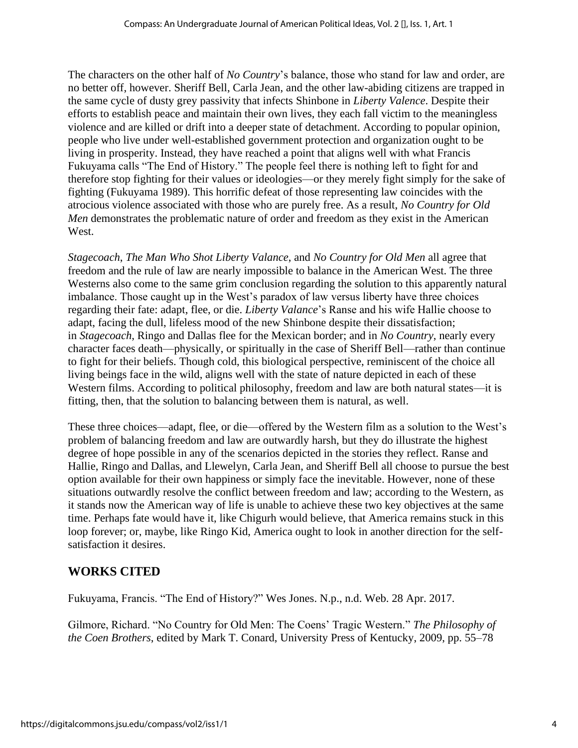The characters on the other half of *No Country*'s balance, those who stand for law and order, are no better off, however. Sheriff Bell, Carla Jean, and the other law-abiding citizens are trapped in the same cycle of dusty grey passivity that infects Shinbone in *Liberty Valence*. Despite their efforts to establish peace and maintain their own lives, they each fall victim to the meaningless violence and are killed or drift into a deeper state of detachment. According to popular opinion, people who live under well-established government protection and organization ought to be living in prosperity. Instead, they have reached a point that aligns well with what Francis Fukuyama calls "The End of History." The people feel there is nothing left to fight for and therefore stop fighting for their values or ideologies—or they merely fight simply for the sake of fighting (Fukuyama 1989). This horrific defeat of those representing law coincides with the atrocious violence associated with those who are purely free. As a result, *No Country for Old Men* demonstrates the problematic nature of order and freedom as they exist in the American West.

*Stagecoach*, *The Man Who Shot Liberty Valance*, and *No Country for Old Men* all agree that freedom and the rule of law are nearly impossible to balance in the American West. The three Westerns also come to the same grim conclusion regarding the solution to this apparently natural imbalance. Those caught up in the West's paradox of law versus liberty have three choices regarding their fate: adapt, flee, or die. *Liberty Valance*'s Ranse and his wife Hallie choose to adapt, facing the dull, lifeless mood of the new Shinbone despite their dissatisfaction; in *Stagecoach*, Ringo and Dallas flee for the Mexican border; and in *No Country*, nearly every character faces death—physically, or spiritually in the case of Sheriff Bell—rather than continue to fight for their beliefs. Though cold, this biological perspective, reminiscent of the choice all living beings face in the wild, aligns well with the state of nature depicted in each of these Western films. According to political philosophy, freedom and law are both natural states—it is fitting, then, that the solution to balancing between them is natural, as well.

These three choices—adapt, flee, or die—offered by the Western film as a solution to the West's problem of balancing freedom and law are outwardly harsh, but they do illustrate the highest degree of hope possible in any of the scenarios depicted in the stories they reflect. Ranse and Hallie, Ringo and Dallas, and Llewelyn, Carla Jean, and Sheriff Bell all choose to pursue the best option available for their own happiness or simply face the inevitable. However, none of these situations outwardly resolve the conflict between freedom and law; according to the Western, as it stands now the American way of life is unable to achieve these two key objectives at the same time. Perhaps fate would have it, like Chigurh would believe, that America remains stuck in this loop forever; or, maybe, like Ringo Kid, America ought to look in another direction for the self-satisfaction it desires.

## WORKS CITED

Fukuyama, Francis. "The End of History?" Wes Jones. N.p., n.d. Web. 28 Apr. 2017.

Gilmore, Richard. "No Country for Old Men: The Coens' Tragic Western." *The Philosophy of the Coen Brothers*, edited by Mark T. Conard, University Press of Kentucky, 2009, pp. 55–78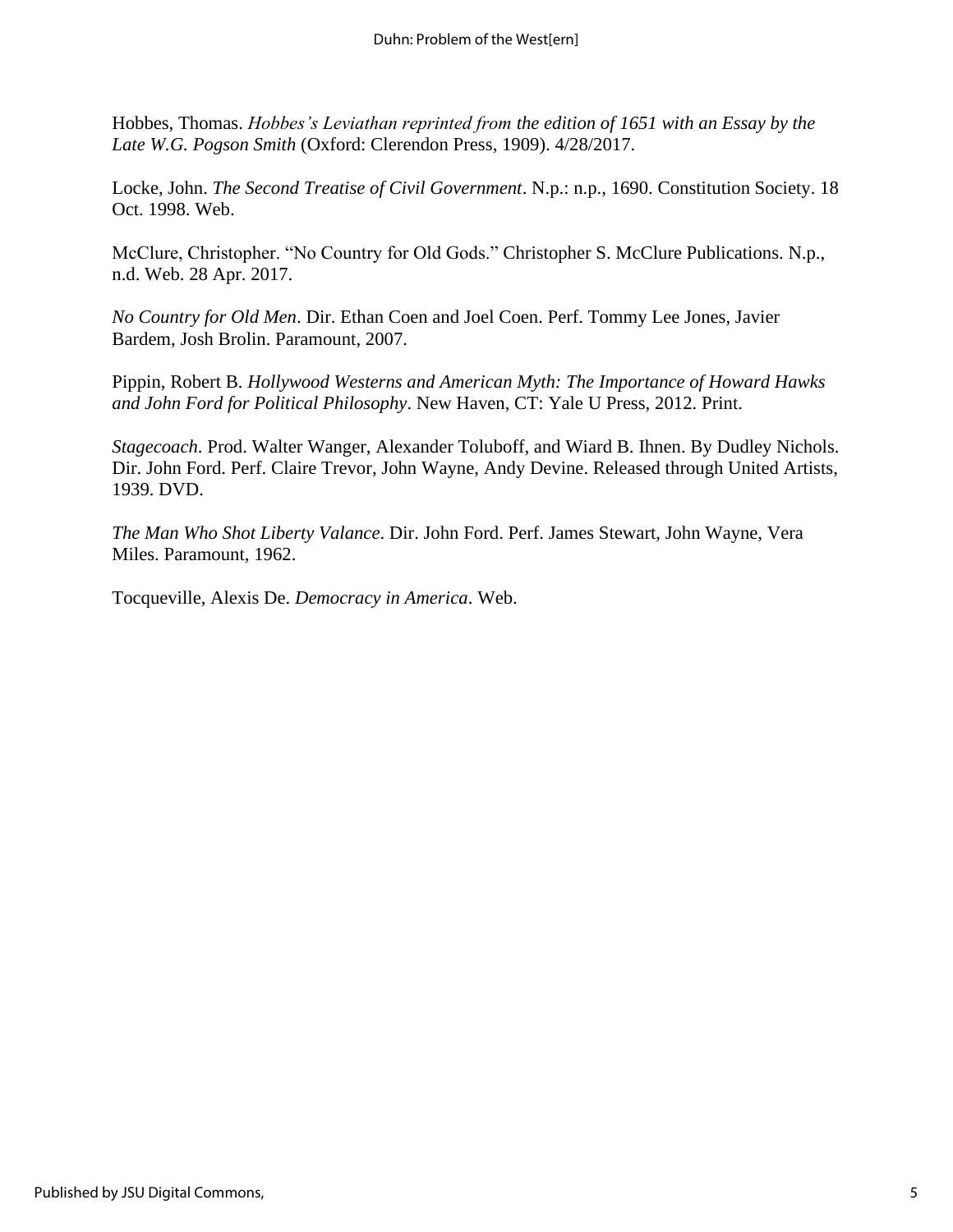Hobbes, Thomas. *Hobbes's Leviathan reprinted from the edition of 1651 with an Essay by the Late W.G. Pogson Smith* (Oxford: Clerendon Press, 1909). 4/28/2017.

Locke, John. *The Second Treatise of Civil Government*. N.p.: n.p., 1690. Constitution Society. 18 Oct. 1998. Web.

McClure, Christopher. "No Country for Old Gods." Christopher S. McClure Publications. N.p., n.d. Web. 28 Apr. 2017.

*No Country for Old Men*. Dir. Ethan Coen and Joel Coen. Perf. Tommy Lee Jones, Javier Bardem, Josh Brolin. Paramount, 2007.

Pippin, Robert B. *Hollywood Westerns and American Myth: The Importance of Howard Hawks and John Ford for Political Philosophy*. New Haven, CT: Yale U Press, 2012. Print.

*Stagecoach*. Prod. Walter Wanger, Alexander Toluboff, and Wiard B. Ihnen. By Dudley Nichols. Dir. John Ford. Perf. Claire Trevor, John Wayne, Andy Devine. Released through United Artists, 1939. DVD.

*The Man Who Shot Liberty Valance*. Dir. John Ford. Perf. James Stewart, John Wayne, Vera Miles. Paramount, 1962.

Tocqueville, Alexis De. *Democracy in America*. Web.